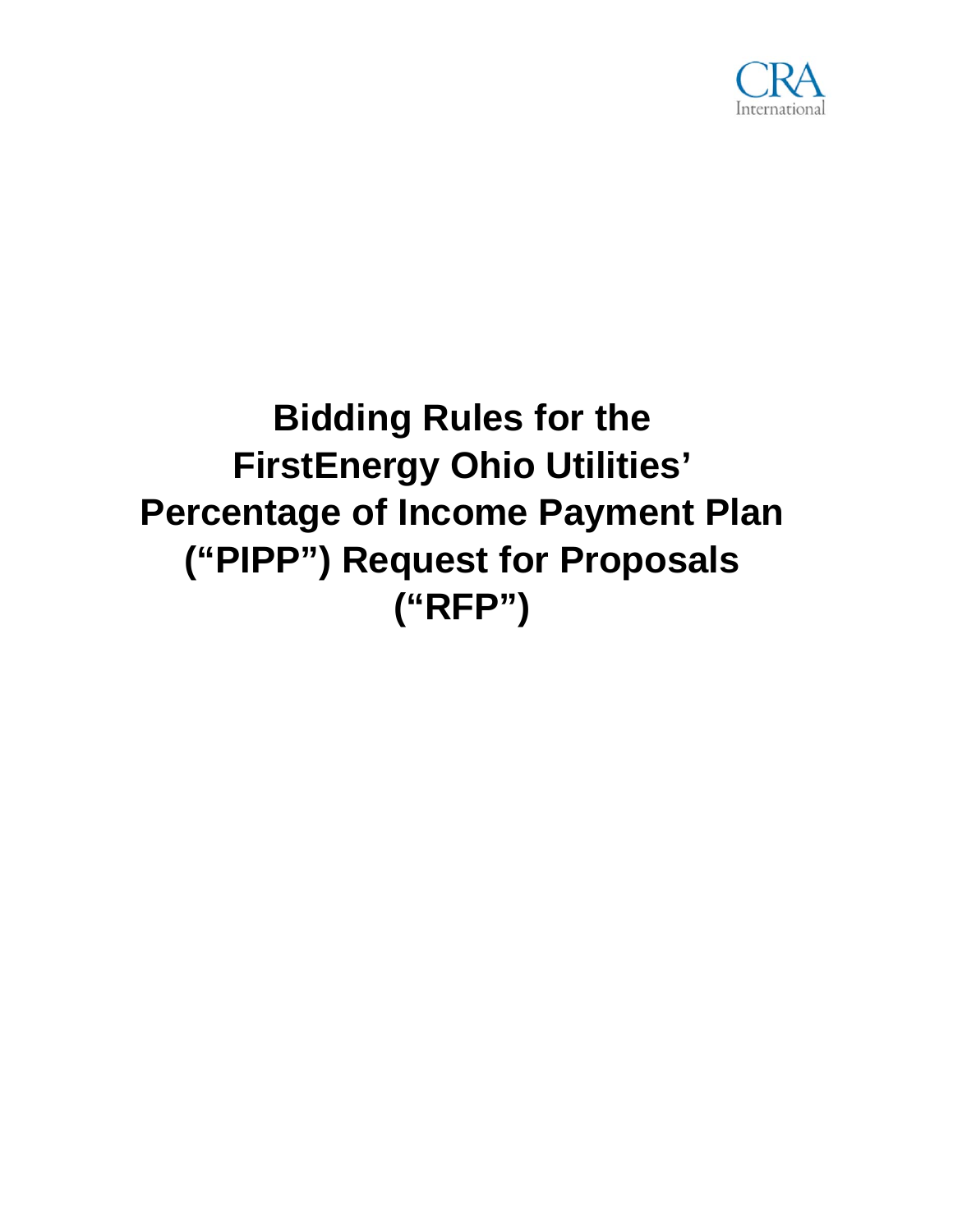CRA International

# Bidding Rules for the FirstEnergy Ohio Utilities' Percentage of Income Payment Plan ("PIPP") Request for Proposals ("RFP")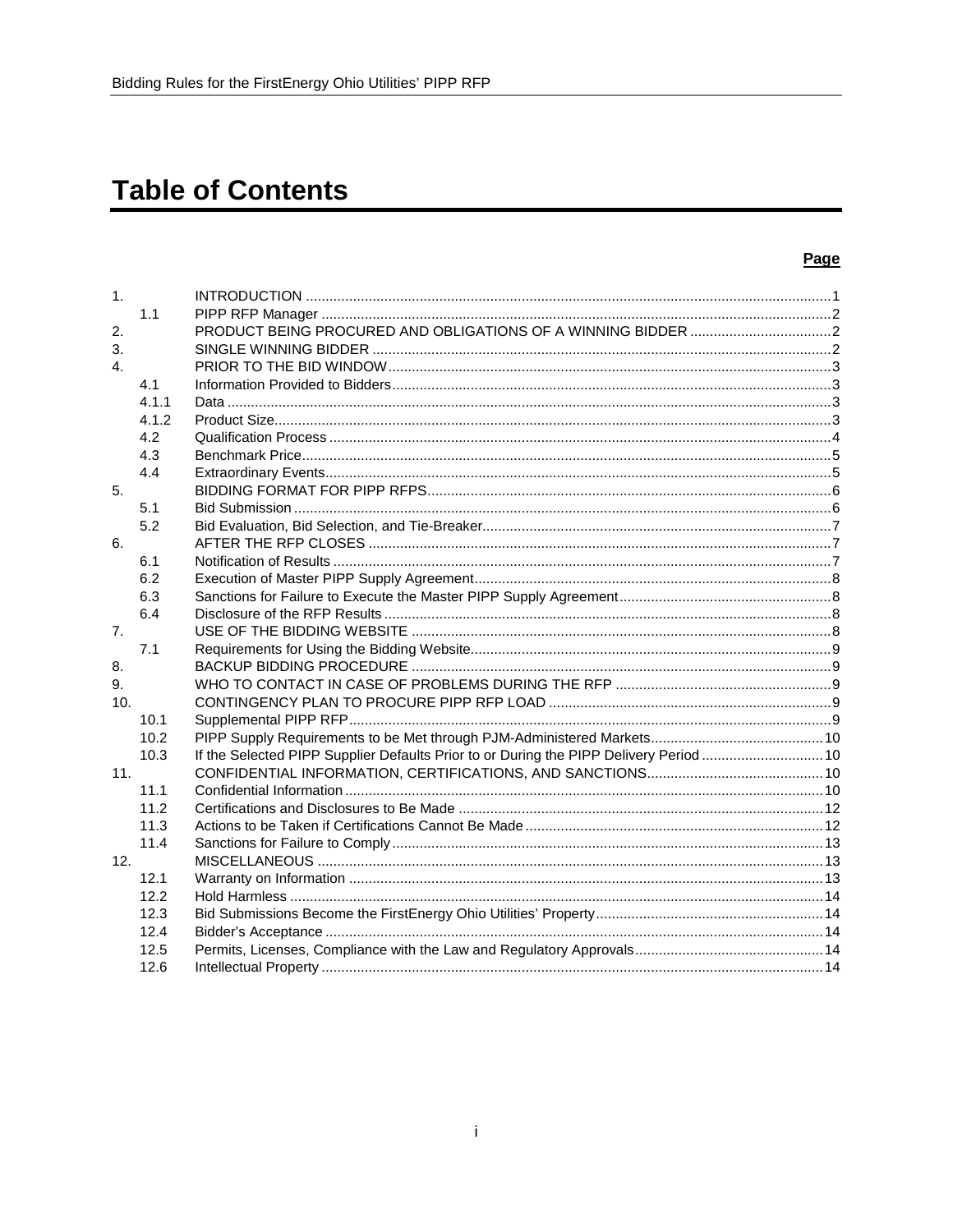# Table of Contents

| | | | Page |
|---|---|---|---|
| 1. | | INTRODUCTION | 1 |
| | 1.1 | PIPP RFP Manager | 2 |
| 2. | | PRODUCT BEING PROCURED AND OBLIGATIONS OF A WINNING BIDDER | 2 |
| 3. | | SINGLE WINNING BIDDER | 2 |
| 4. | | PRIOR TO THE BID WINDOW | 3 |
| | 4.1 | Information Provided to Bidders | 3 |
| | 4.1.1 | Data | 3 |
| | 4.1.2 | Product Size | 3 |
| | 4.2 | Qualification Process | 4 |
| | 4.3 | Benchmark Price | 5 |
| | 4.4 | Extraordinary Events | 5 |
| 5. | | BIDDING FORMAT FOR PIPP RFPS | 6 |
| | 5.1 | Bid Submission | 6 |
| | 5.2 | Bid Evaluation, Bid Selection, and Tie-Breaker | 7 |
| 6. | | AFTER THE RFP CLOSES | 7 |
| | 6.1 | Notification of Results | 7 |
| | 6.2 | Execution of Master PIPP Supply Agreement | 8 |
| | 6.3 | Sanctions for Failure to Execute the Master PIPP Supply Agreement | 8 |
| | 6.4 | Disclosure of the RFP Results | 8 |
| 7. | | USE OF THE BIDDING WEBSITE | 8 |
| | 7.1 | Requirements for Using the Bidding Website | 9 |
| 8. | | BACKUP BIDDING PROCEDURE | 9 |
| 9. | | WHO TO CONTACT IN CASE OF PROBLEMS DURING THE RFP | 9 |
| 10. | | CONTINGENCY PLAN TO PROCURE PIPP RFP LOAD | 9 |
| | 10.1 | Supplemental PIPP RFP | 9 |
| | 10.2 | PIPP Supply Requirements to be Met through PJM-Administered Markets | 10 |
| | 10.3 | If the Selected PIPP Supplier Defaults Prior to or During the PIPP Delivery Period | 10 |
| 11. | | CONFIDENTIAL INFORMATION, CERTIFICATIONS, AND SANCTIONS | 10 |
| | 11.1 | Confidential Information | 10 |
| | 11.2 | Certifications and Disclosures to Be Made | 12 |
| | 11.3 | Actions to be Taken if Certifications Cannot Be Made | 12 |
| | 11.4 | Sanctions for Failure to Comply | 13 |
| 12. | | MISCELLANEOUS | 13 |
| | 12.1 | Warranty on Information | 13 |
| | 12.2 | Hold Harmless | 14 |
| | 12.3 | Bid Submissions Become the FirstEnergy Ohio Utilities' Property | 14 |
| | 12.4 | Bidder's Acceptance | 14 |
| | 12.5 | Permits, Licenses, Compliance with the Law and Regulatory Approvals | 14 |
| | 12.6 | Intellectual Property | 14 |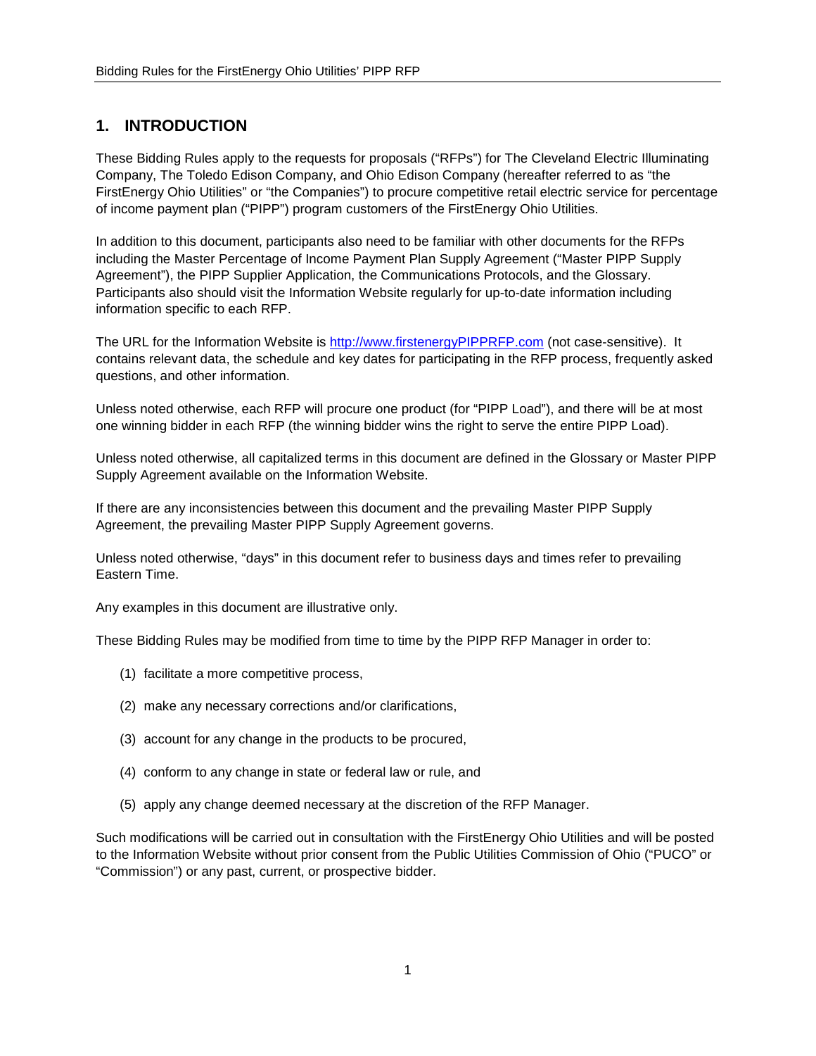# 1. INTRODUCTION

These Bidding Rules apply to the requests for proposals ("RFPs") for The Cleveland Electric Illuminating Company, The Toledo Edison Company, and Ohio Edison Company (hereafter referred to as "the FirstEnergy Ohio Utilities" or "the Companies") to procure competitive retail electric service for percentage of income payment plan ("PIPP") program customers of the FirstEnergy Ohio Utilities.

In addition to this document, participants also need to be familiar with other documents for the RFPs including the Master Percentage of Income Payment Plan Supply Agreement ("Master PIPP Supply Agreement"), the PIPP Supplier Application, the Communications Protocols, and the Glossary. Participants also should visit the Information Website regularly for up-to-date information including information specific to each RFP.

The URL for the Information Website is http://www.firstenergyPIPPRFP.com (not case-sensitive). It contains relevant data, the schedule and key dates for participating in the RFP process, frequently asked questions, and other information.

Unless noted otherwise, each RFP will procure one product (for "PIPP Load"), and there will be at most one winning bidder in each RFP (the winning bidder wins the right to serve the entire PIPP Load).

Unless noted otherwise, all capitalized terms in this document are defined in the Glossary or Master PIPP Supply Agreement available on the Information Website.

If there are any inconsistencies between this document and the prevailing Master PIPP Supply Agreement, the prevailing Master PIPP Supply Agreement governs.

Unless noted otherwise, "days" in this document refer to business days and times refer to prevailing Eastern Time.

Any examples in this document are illustrative only.

These Bidding Rules may be modified from time to time by the PIPP RFP Manager in order to:

(1) facilitate a more competitive process,

(2) make any necessary corrections and/or clarifications,

(3) account for any change in the products to be procured,

(4) conform to any change in state or federal law or rule, and

(5) apply any change deemed necessary at the discretion of the RFP Manager.

Such modifications will be carried out in consultation with the FirstEnergy Ohio Utilities and will be posted to the Information Website without prior consent from the Public Utilities Commission of Ohio ("PUCO" or "Commission") or any past, current, or prospective bidder.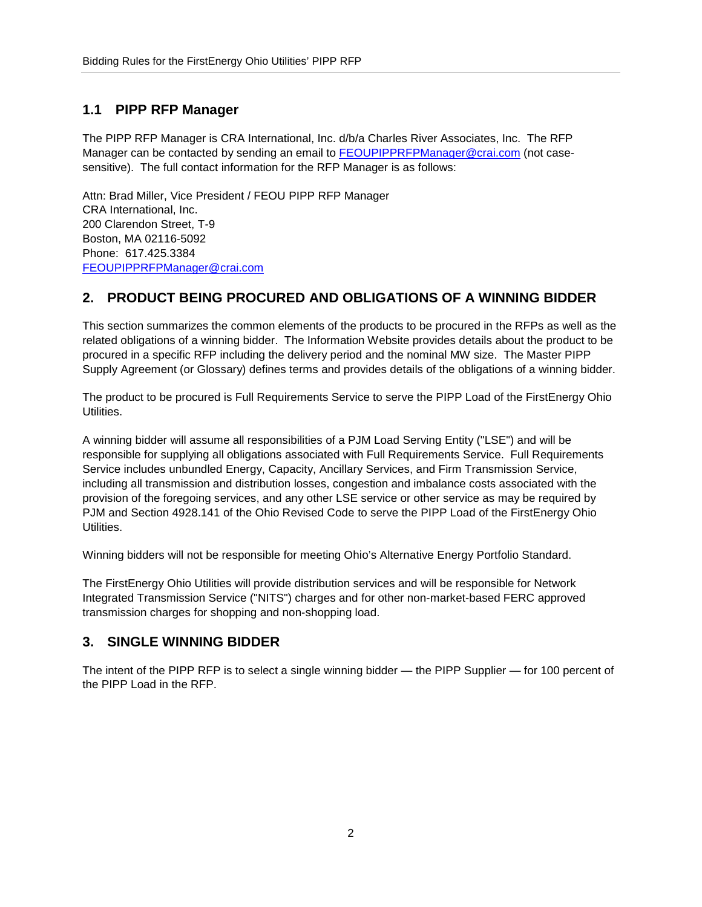## 1.1 PIPP RFP Manager

The PIPP RFP Manager is CRA International, Inc. d/b/a Charles River Associates, Inc. The RFP Manager can be contacted by sending an email to FEOUPIPPRFPManager@crai.com (not case-sensitive). The full contact information for the RFP Manager is as follows:

Attn: Brad Miller, Vice President / FEOU PIPP RFP Manager
CRA International, Inc.
200 Clarendon Street, T-9
Boston, MA 02116-5092
Phone: 617.425.3384
FEOUPIPPRFPManager@crai.com

# 2. PRODUCT BEING PROCURED AND OBLIGATIONS OF A WINNING BIDDER

This section summarizes the common elements of the products to be procured in the RFPs as well as the related obligations of a winning bidder. The Information Website provides details about the product to be procured in a specific RFP including the delivery period and the nominal MW size. The Master PIPP Supply Agreement (or Glossary) defines terms and provides details of the obligations of a winning bidder.

The product to be procured is Full Requirements Service to serve the PIPP Load of the FirstEnergy Ohio Utilities.

A winning bidder will assume all responsibilities of a PJM Load Serving Entity ("LSE") and will be responsible for supplying all obligations associated with Full Requirements Service. Full Requirements Service includes unbundled Energy, Capacity, Ancillary Services, and Firm Transmission Service, including all transmission and distribution losses, congestion and imbalance costs associated with the provision of the foregoing services, and any other LSE service or other service as may be required by PJM and Section 4928.141 of the Ohio Revised Code to serve the PIPP Load of the FirstEnergy Ohio Utilities.

Winning bidders will not be responsible for meeting Ohio's Alternative Energy Portfolio Standard.

The FirstEnergy Ohio Utilities will provide distribution services and will be responsible for Network Integrated Transmission Service ("NITS") charges and for other non-market-based FERC approved transmission charges for shopping and non-shopping load.

# 3. SINGLE WINNING BIDDER

The intent of the PIPP RFP is to select a single winning bidder — the PIPP Supplier — for 100 percent of the PIPP Load in the RFP.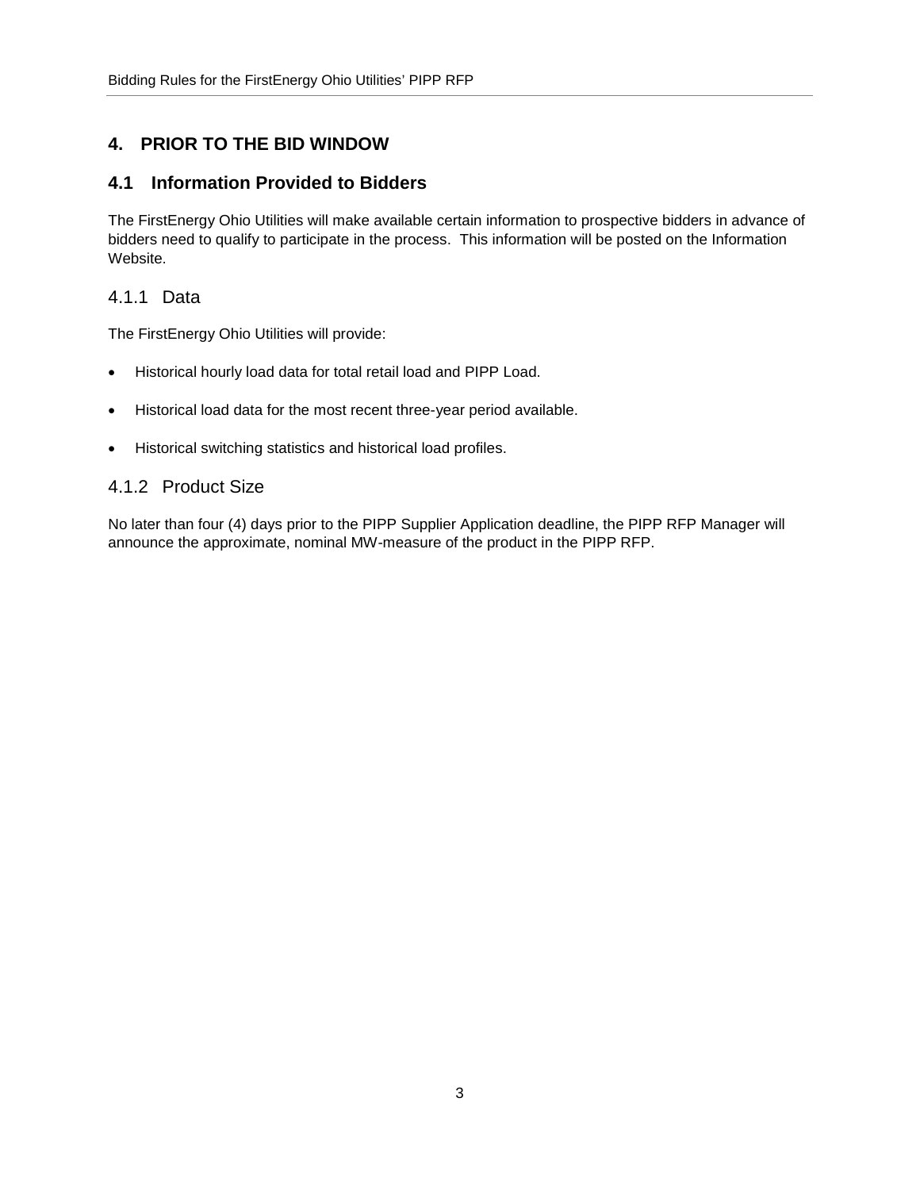# 4. PRIOR TO THE BID WINDOW

## 4.1 Information Provided to Bidders

The FirstEnergy Ohio Utilities will make available certain information to prospective bidders in advance of bidders need to qualify to participate in the process. This information will be posted on the Information Website.

### 4.1.1 Data

The FirstEnergy Ohio Utilities will provide:

- Historical hourly load data for total retail load and PIPP Load.
- Historical load data for the most recent three-year period available.
- Historical switching statistics and historical load profiles.

### 4.1.2 Product Size

No later than four (4) days prior to the PIPP Supplier Application deadline, the PIPP RFP Manager will announce the approximate, nominal MW-measure of the product in the PIPP RFP.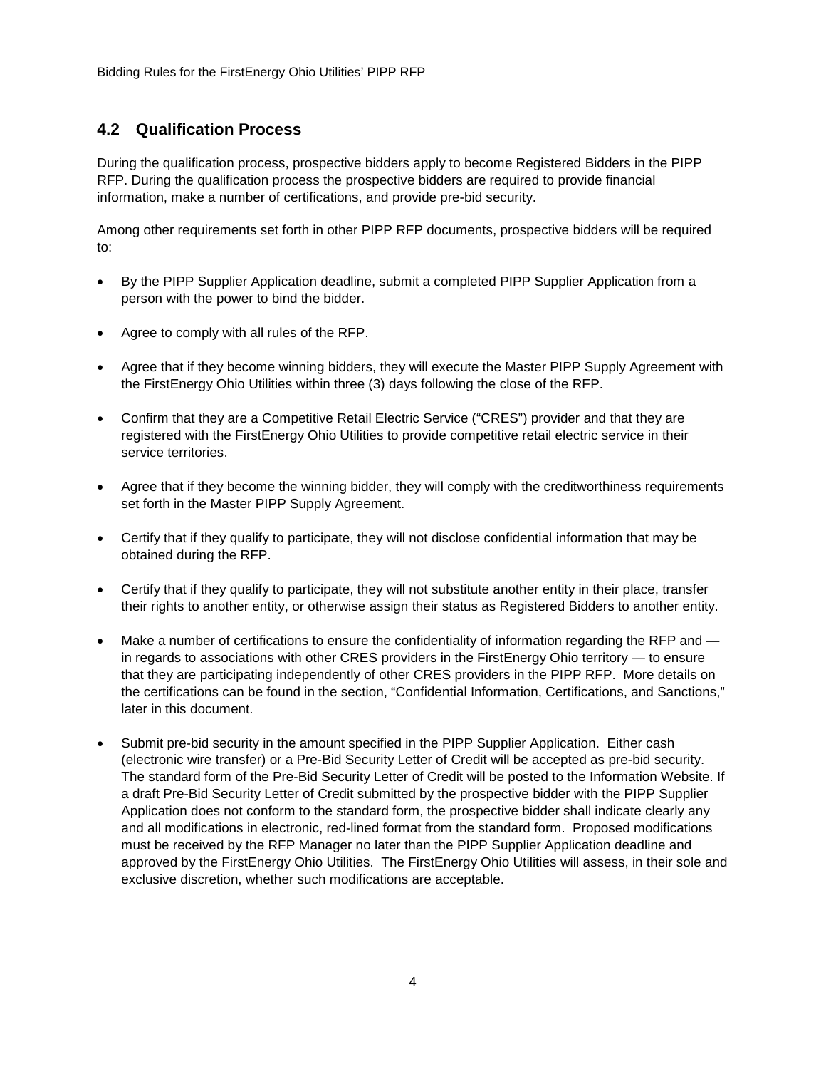## 4.2 Qualification Process

During the qualification process, prospective bidders apply to become Registered Bidders in the PIPP RFP. During the qualification process the prospective bidders are required to provide financial information, make a number of certifications, and provide pre-bid security.

Among other requirements set forth in other PIPP RFP documents, prospective bidders will be required to:

- By the PIPP Supplier Application deadline, submit a completed PIPP Supplier Application from a person with the power to bind the bidder.
- Agree to comply with all rules of the RFP.
- Agree that if they become winning bidders, they will execute the Master PIPP Supply Agreement with the FirstEnergy Ohio Utilities within three (3) days following the close of the RFP.
- Confirm that they are a Competitive Retail Electric Service ("CRES") provider and that they are registered with the FirstEnergy Ohio Utilities to provide competitive retail electric service in their service territories.
- Agree that if they become the winning bidder, they will comply with the creditworthiness requirements set forth in the Master PIPP Supply Agreement.
- Certify that if they qualify to participate, they will not disclose confidential information that may be obtained during the RFP.
- Certify that if they qualify to participate, they will not substitute another entity in their place, transfer their rights to another entity, or otherwise assign their status as Registered Bidders to another entity.
- Make a number of certifications to ensure the confidentiality of information regarding the RFP and — in regards to associations with other CRES providers in the FirstEnergy Ohio territory — to ensure that they are participating independently of other CRES providers in the PIPP RFP. More details on the certifications can be found in the section, "Confidential Information, Certifications, and Sanctions," later in this document.
- Submit pre-bid security in the amount specified in the PIPP Supplier Application. Either cash (electronic wire transfer) or a Pre-Bid Security Letter of Credit will be accepted as pre-bid security. The standard form of the Pre-Bid Security Letter of Credit will be posted to the Information Website. If a draft Pre-Bid Security Letter of Credit submitted by the prospective bidder with the PIPP Supplier Application does not conform to the standard form, the prospective bidder shall indicate clearly any and all modifications in electronic, red-lined format from the standard form. Proposed modifications must be received by the RFP Manager no later than the PIPP Supplier Application deadline and approved by the FirstEnergy Ohio Utilities. The FirstEnergy Ohio Utilities will assess, in their sole and exclusive discretion, whether such modifications are acceptable.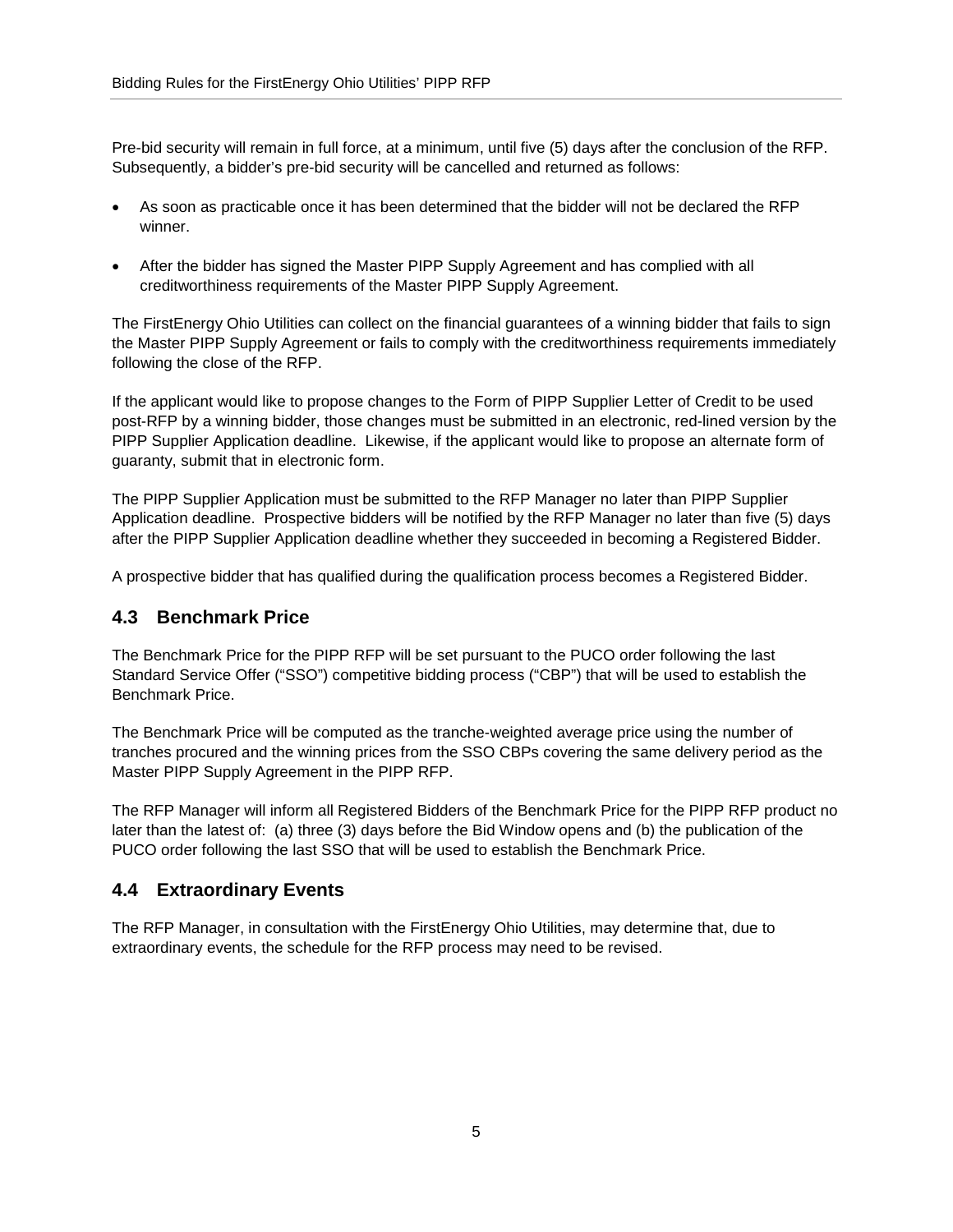Pre-bid security will remain in full force, at a minimum, until five (5) days after the conclusion of the RFP. Subsequently, a bidder's pre-bid security will be cancelled and returned as follows:

- As soon as practicable once it has been determined that the bidder will not be declared the RFP winner.
- After the bidder has signed the Master PIPP Supply Agreement and has complied with all creditworthiness requirements of the Master PIPP Supply Agreement.

The FirstEnergy Ohio Utilities can collect on the financial guarantees of a winning bidder that fails to sign the Master PIPP Supply Agreement or fails to comply with the creditworthiness requirements immediately following the close of the RFP.

If the applicant would like to propose changes to the Form of PIPP Supplier Letter of Credit to be used post-RFP by a winning bidder, those changes must be submitted in an electronic, red-lined version by the PIPP Supplier Application deadline. Likewise, if the applicant would like to propose an alternate form of guaranty, submit that in electronic form.

The PIPP Supplier Application must be submitted to the RFP Manager no later than PIPP Supplier Application deadline. Prospective bidders will be notified by the RFP Manager no later than five (5) days after the PIPP Supplier Application deadline whether they succeeded in becoming a Registered Bidder.

A prospective bidder that has qualified during the qualification process becomes a Registered Bidder.

## 4.3 Benchmark Price

The Benchmark Price for the PIPP RFP will be set pursuant to the PUCO order following the last Standard Service Offer ("SSO") competitive bidding process ("CBP") that will be used to establish the Benchmark Price.

The Benchmark Price will be computed as the tranche-weighted average price using the number of tranches procured and the winning prices from the SSO CBPs covering the same delivery period as the Master PIPP Supply Agreement in the PIPP RFP.

The RFP Manager will inform all Registered Bidders of the Benchmark Price for the PIPP RFP product no later than the latest of: (a) three (3) days before the Bid Window opens and (b) the publication of the PUCO order following the last SSO that will be used to establish the Benchmark Price.

## 4.4 Extraordinary Events

The RFP Manager, in consultation with the FirstEnergy Ohio Utilities, may determine that, due to extraordinary events, the schedule for the RFP process may need to be revised.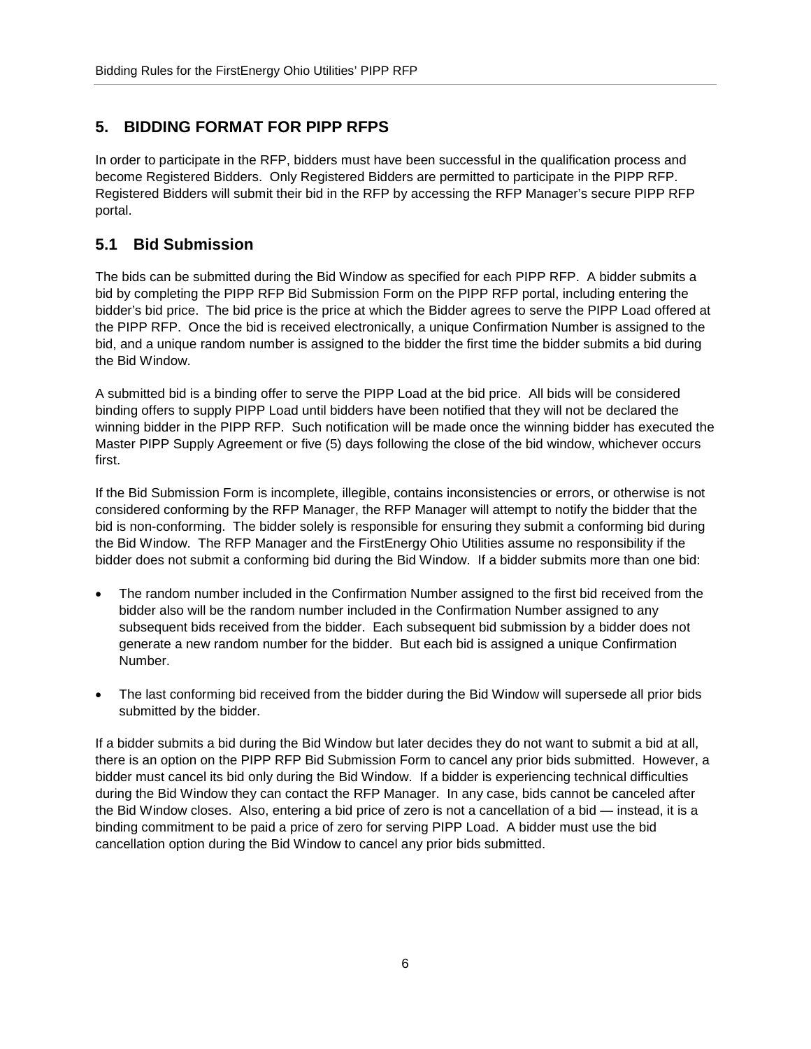## 5. BIDDING FORMAT FOR PIPP RFPS

In order to participate in the RFP, bidders must have been successful in the qualification process and become Registered Bidders. Only Registered Bidders are permitted to participate in the PIPP RFP. Registered Bidders will submit their bid in the RFP by accessing the RFP Manager's secure PIPP RFP portal.

### 5.1 Bid Submission

The bids can be submitted during the Bid Window as specified for each PIPP RFP. A bidder submits a bid by completing the PIPP RFP Bid Submission Form on the PIPP RFP portal, including entering the bidder's bid price. The bid price is the price at which the Bidder agrees to serve the PIPP Load offered at the PIPP RFP. Once the bid is received electronically, a unique Confirmation Number is assigned to the bid, and a unique random number is assigned to the bidder the first time the bidder submits a bid during the Bid Window.

A submitted bid is a binding offer to serve the PIPP Load at the bid price. All bids will be considered binding offers to supply PIPP Load until bidders have been notified that they will not be declared the winning bidder in the PIPP RFP. Such notification will be made once the winning bidder has executed the Master PIPP Supply Agreement or five (5) days following the close of the bid window, whichever occurs first.

If the Bid Submission Form is incomplete, illegible, contains inconsistencies or errors, or otherwise is not considered conforming by the RFP Manager, the RFP Manager will attempt to notify the bidder that the bid is non-conforming. The bidder solely is responsible for ensuring they submit a conforming bid during the Bid Window. The RFP Manager and the FirstEnergy Ohio Utilities assume no responsibility if the bidder does not submit a conforming bid during the Bid Window. If a bidder submits more than one bid:

- The random number included in the Confirmation Number assigned to the first bid received from the bidder also will be the random number included in the Confirmation Number assigned to any subsequent bids received from the bidder. Each subsequent bid submission by a bidder does not generate a new random number for the bidder. But each bid is assigned a unique Confirmation Number.
- The last conforming bid received from the bidder during the Bid Window will supersede all prior bids submitted by the bidder.

If a bidder submits a bid during the Bid Window but later decides they do not want to submit a bid at all, there is an option on the PIPP RFP Bid Submission Form to cancel any prior bids submitted. However, a bidder must cancel its bid only during the Bid Window. If a bidder is experiencing technical difficulties during the Bid Window they can contact the RFP Manager. In any case, bids cannot be canceled after the Bid Window closes. Also, entering a bid price of zero is not a cancellation of a bid — instead, it is a binding commitment to be paid a price of zero for serving PIPP Load. A bidder must use the bid cancellation option during the Bid Window to cancel any prior bids submitted.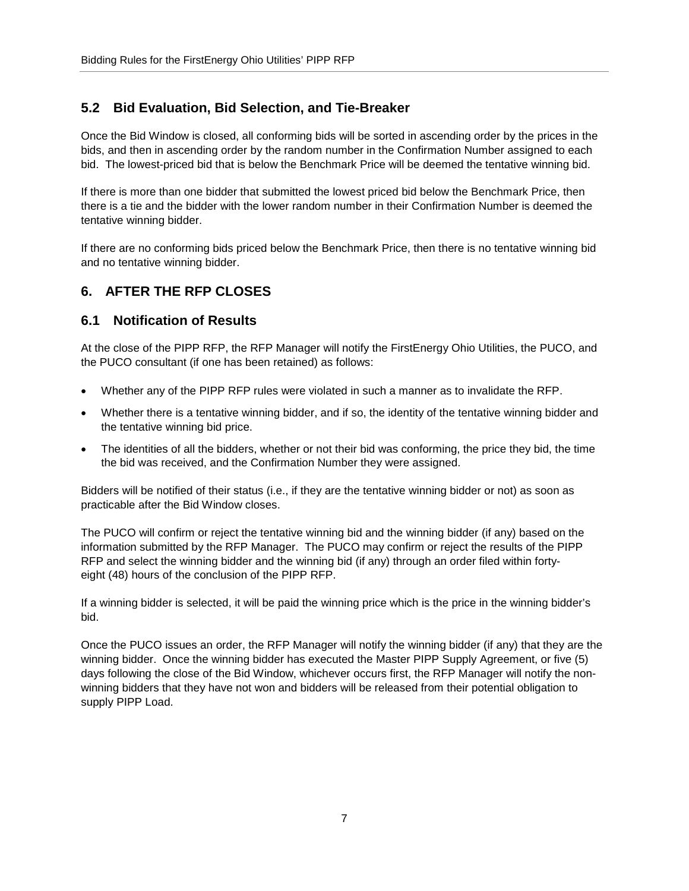### 5.2 Bid Evaluation, Bid Selection, and Tie-Breaker

Once the Bid Window is closed, all conforming bids will be sorted in ascending order by the prices in the bids, and then in ascending order by the random number in the Confirmation Number assigned to each bid. The lowest-priced bid that is below the Benchmark Price will be deemed the tentative winning bid.

If there is more than one bidder that submitted the lowest priced bid below the Benchmark Price, then there is a tie and the bidder with the lower random number in their Confirmation Number is deemed the tentative winning bidder.

If there are no conforming bids priced below the Benchmark Price, then there is no tentative winning bid and no tentative winning bidder.

## 6. AFTER THE RFP CLOSES

### 6.1 Notification of Results

At the close of the PIPP RFP, the RFP Manager will notify the FirstEnergy Ohio Utilities, the PUCO, and the PUCO consultant (if one has been retained) as follows:

- Whether any of the PIPP RFP rules were violated in such a manner as to invalidate the RFP.
- Whether there is a tentative winning bidder, and if so, the identity of the tentative winning bidder and the tentative winning bid price.
- The identities of all the bidders, whether or not their bid was conforming, the price they bid, the time the bid was received, and the Confirmation Number they were assigned.

Bidders will be notified of their status (i.e., if they are the tentative winning bidder or not) as soon as practicable after the Bid Window closes.

The PUCO will confirm or reject the tentative winning bid and the winning bidder (if any) based on the information submitted by the RFP Manager. The PUCO may confirm or reject the results of the PIPP RFP and select the winning bidder and the winning bid (if any) through an order filed within forty-eight (48) hours of the conclusion of the PIPP RFP.

If a winning bidder is selected, it will be paid the winning price which is the price in the winning bidder's bid.

Once the PUCO issues an order, the RFP Manager will notify the winning bidder (if any) that they are the winning bidder. Once the winning bidder has executed the Master PIPP Supply Agreement, or five (5) days following the close of the Bid Window, whichever occurs first, the RFP Manager will notify the non-winning bidders that they have not won and bidders will be released from their potential obligation to supply PIPP Load.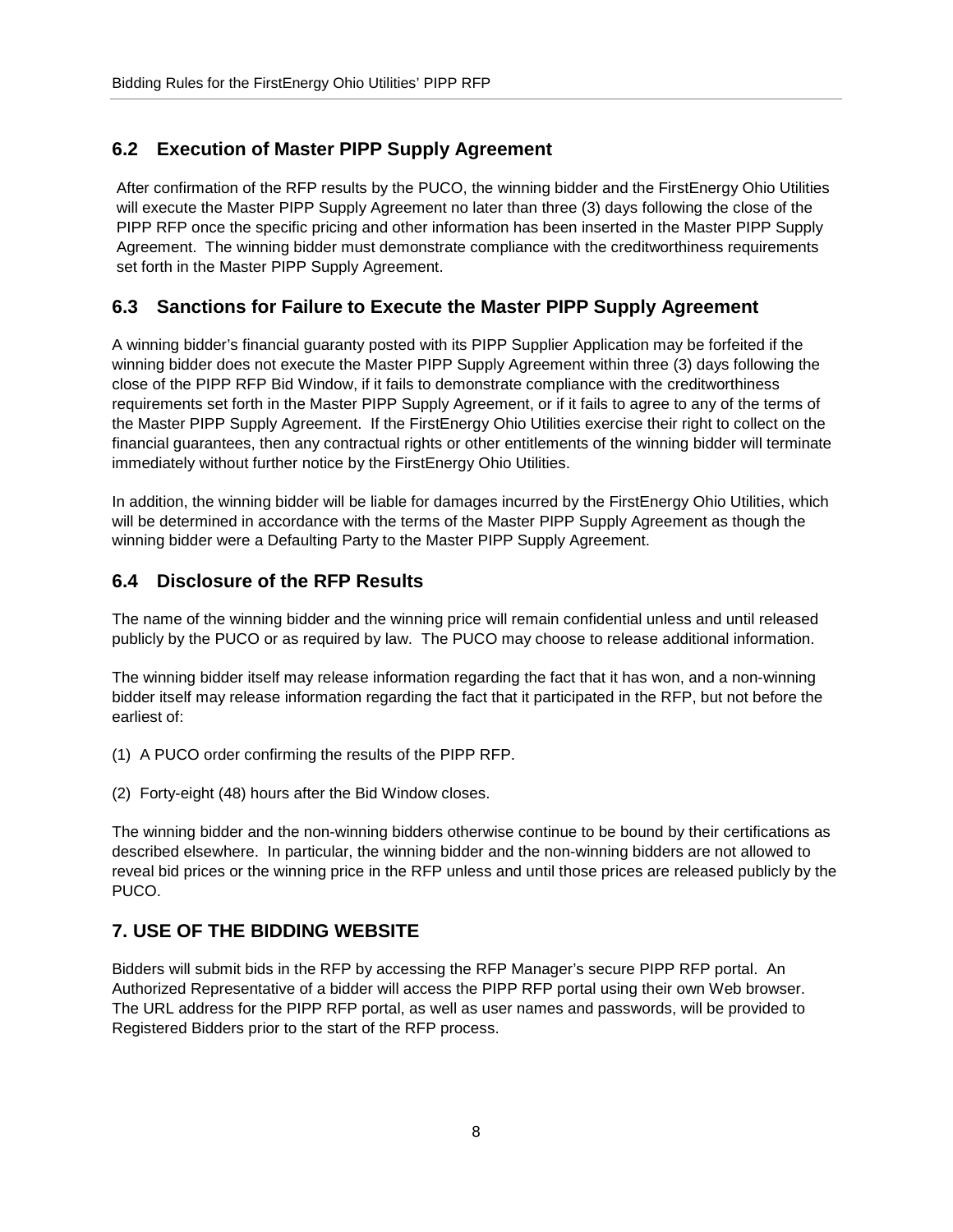## 6.2 Execution of Master PIPP Supply Agreement

After confirmation of the RFP results by the PUCO, the winning bidder and the FirstEnergy Ohio Utilities will execute the Master PIPP Supply Agreement no later than three (3) days following the close of the PIPP RFP once the specific pricing and other information has been inserted in the Master PIPP Supply Agreement. The winning bidder must demonstrate compliance with the creditworthiness requirements set forth in the Master PIPP Supply Agreement.

## 6.3 Sanctions for Failure to Execute the Master PIPP Supply Agreement

A winning bidder's financial guaranty posted with its PIPP Supplier Application may be forfeited if the winning bidder does not execute the Master PIPP Supply Agreement within three (3) days following the close of the PIPP RFP Bid Window, if it fails to demonstrate compliance with the creditworthiness requirements set forth in the Master PIPP Supply Agreement, or if it fails to agree to any of the terms of the Master PIPP Supply Agreement. If the FirstEnergy Ohio Utilities exercise their right to collect on the financial guarantees, then any contractual rights or other entitlements of the winning bidder will terminate immediately without further notice by the FirstEnergy Ohio Utilities.

In addition, the winning bidder will be liable for damages incurred by the FirstEnergy Ohio Utilities, which will be determined in accordance with the terms of the Master PIPP Supply Agreement as though the winning bidder were a Defaulting Party to the Master PIPP Supply Agreement.

## 6.4 Disclosure of the RFP Results

The name of the winning bidder and the winning price will remain confidential unless and until released publicly by the PUCO or as required by law. The PUCO may choose to release additional information.

The winning bidder itself may release information regarding the fact that it has won, and a non-winning bidder itself may release information regarding the fact that it participated in the RFP, but not before the earliest of:

(1) A PUCO order confirming the results of the PIPP RFP.

(2) Forty-eight (48) hours after the Bid Window closes.

The winning bidder and the non-winning bidders otherwise continue to be bound by their certifications as described elsewhere. In particular, the winning bidder and the non-winning bidders are not allowed to reveal bid prices or the winning price in the RFP unless and until those prices are released publicly by the PUCO.

# 7. USE OF THE BIDDING WEBSITE

Bidders will submit bids in the RFP by accessing the RFP Manager's secure PIPP RFP portal. An Authorized Representative of a bidder will access the PIPP RFP portal using their own Web browser. The URL address for the PIPP RFP portal, as well as user names and passwords, will be provided to Registered Bidders prior to the start of the RFP process.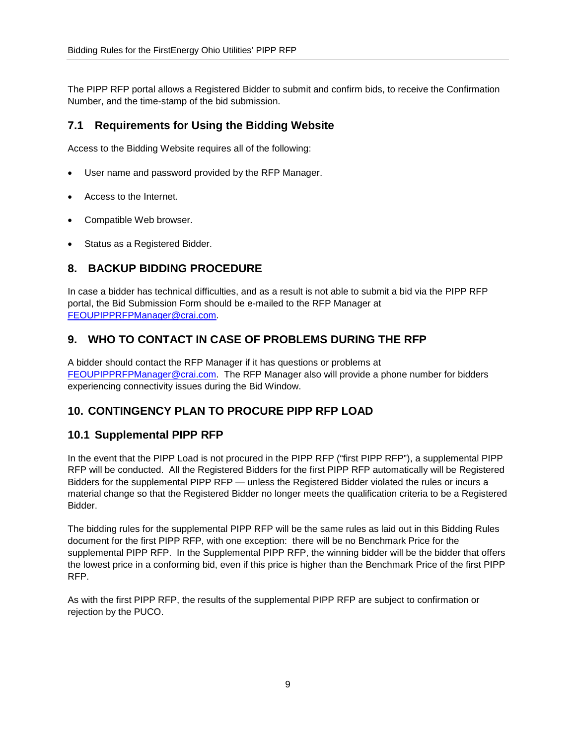The PIPP RFP portal allows a Registered Bidder to submit and confirm bids, to receive the Confirmation Number, and the time-stamp of the bid submission.

## 7.1 Requirements for Using the Bidding Website

Access to the Bidding Website requires all of the following:

- User name and password provided by the RFP Manager.
- Access to the Internet.
- Compatible Web browser.
- Status as a Registered Bidder.

# 8. BACKUP BIDDING PROCEDURE

In case a bidder has technical difficulties, and as a result is not able to submit a bid via the PIPP RFP portal, the Bid Submission Form should be e-mailed to the RFP Manager at FEOUPIPPRFPManager@crai.com.

# 9. WHO TO CONTACT IN CASE OF PROBLEMS DURING THE RFP

A bidder should contact the RFP Manager if it has questions or problems at FEOUPIPPRFPManager@crai.com. The RFP Manager also will provide a phone number for bidders experiencing connectivity issues during the Bid Window.

# 10. CONTINGENCY PLAN TO PROCURE PIPP RFP LOAD

## 10.1 Supplemental PIPP RFP

In the event that the PIPP Load is not procured in the PIPP RFP ("first PIPP RFP"), a supplemental PIPP RFP will be conducted. All the Registered Bidders for the first PIPP RFP automatically will be Registered Bidders for the supplemental PIPP RFP — unless the Registered Bidder violated the rules or incurs a material change so that the Registered Bidder no longer meets the qualification criteria to be a Registered Bidder.

The bidding rules for the supplemental PIPP RFP will be the same rules as laid out in this Bidding Rules document for the first PIPP RFP, with one exception: there will be no Benchmark Price for the supplemental PIPP RFP. In the Supplemental PIPP RFP, the winning bidder will be the bidder that offers the lowest price in a conforming bid, even if this price is higher than the Benchmark Price of the first PIPP RFP.

As with the first PIPP RFP, the results of the supplemental PIPP RFP are subject to confirmation or rejection by the PUCO.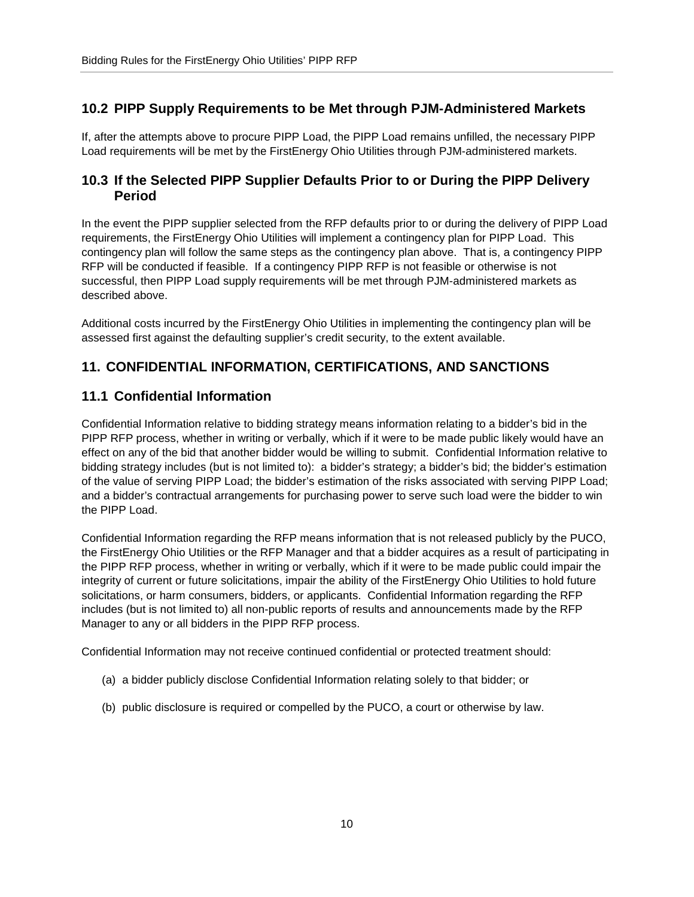## 10.2 PIPP Supply Requirements to be Met through PJM-Administered Markets

If, after the attempts above to procure PIPP Load, the PIPP Load remains unfilled, the necessary PIPP Load requirements will be met by the FirstEnergy Ohio Utilities through PJM-administered markets.

## 10.3 If the Selected PIPP Supplier Defaults Prior to or During the PIPP Delivery Period

In the event the PIPP supplier selected from the RFP defaults prior to or during the delivery of PIPP Load requirements, the FirstEnergy Ohio Utilities will implement a contingency plan for PIPP Load. This contingency plan will follow the same steps as the contingency plan above. That is, a contingency PIPP RFP will be conducted if feasible. If a contingency PIPP RFP is not feasible or otherwise is not successful, then PIPP Load supply requirements will be met through PJM-administered markets as described above.

Additional costs incurred by the FirstEnergy Ohio Utilities in implementing the contingency plan will be assessed first against the defaulting supplier's credit security, to the extent available.

# 11. CONFIDENTIAL INFORMATION, CERTIFICATIONS, AND SANCTIONS

## 11.1 Confidential Information

Confidential Information relative to bidding strategy means information relating to a bidder's bid in the PIPP RFP process, whether in writing or verbally, which if it were to be made public likely would have an effect on any of the bid that another bidder would be willing to submit. Confidential Information relative to bidding strategy includes (but is not limited to): a bidder's strategy; a bidder's bid; the bidder's estimation of the value of serving PIPP Load; the bidder's estimation of the risks associated with serving PIPP Load; and a bidder's contractual arrangements for purchasing power to serve such load were the bidder to win the PIPP Load.

Confidential Information regarding the RFP means information that is not released publicly by the PUCO, the FirstEnergy Ohio Utilities or the RFP Manager and that a bidder acquires as a result of participating in the PIPP RFP process, whether in writing or verbally, which if it were to be made public could impair the integrity of current or future solicitations, impair the ability of the FirstEnergy Ohio Utilities to hold future solicitations, or harm consumers, bidders, or applicants. Confidential Information regarding the RFP includes (but is not limited to) all non-public reports of results and announcements made by the RFP Manager to any or all bidders in the PIPP RFP process.

Confidential Information may not receive continued confidential or protected treatment should:

(a) a bidder publicly disclose Confidential Information relating solely to that bidder; or

(b) public disclosure is required or compelled by the PUCO, a court or otherwise by law.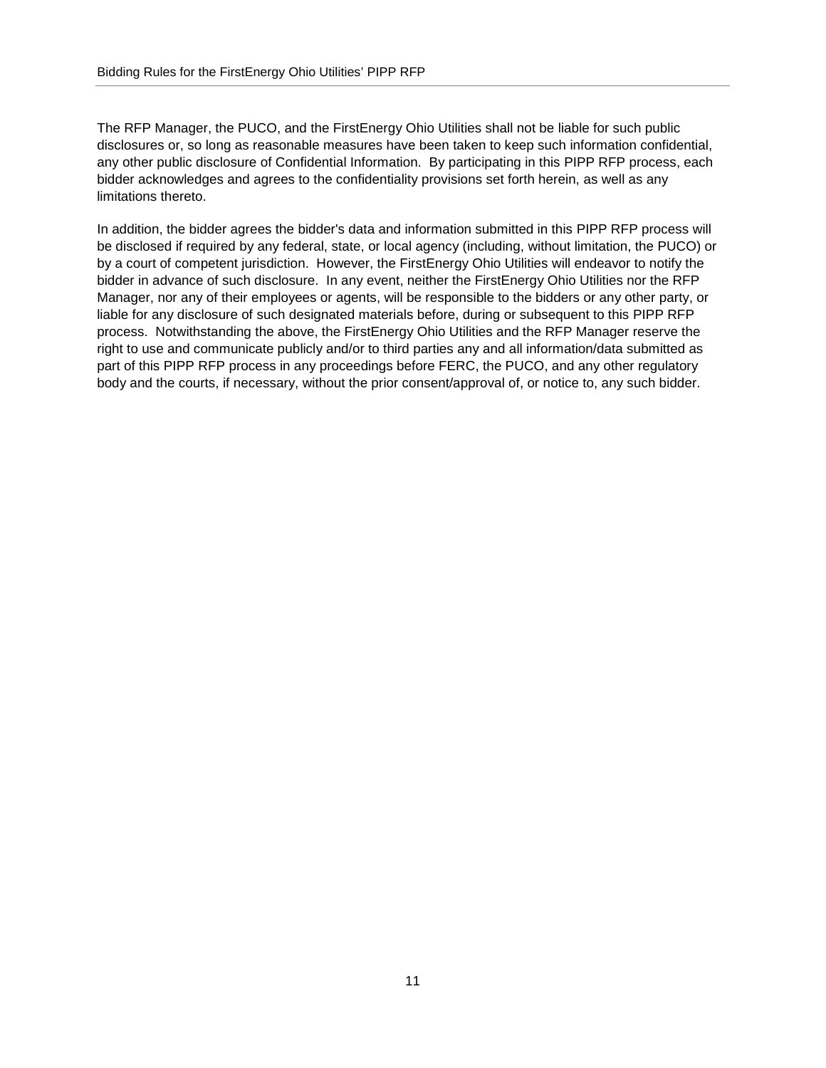The RFP Manager, the PUCO, and the FirstEnergy Ohio Utilities shall not be liable for such public disclosures or, so long as reasonable measures have been taken to keep such information confidential, any other public disclosure of Confidential Information. By participating in this PIPP RFP process, each bidder acknowledges and agrees to the confidentiality provisions set forth herein, as well as any limitations thereto.

In addition, the bidder agrees the bidder's data and information submitted in this PIPP RFP process will be disclosed if required by any federal, state, or local agency (including, without limitation, the PUCO) or by a court of competent jurisdiction. However, the FirstEnergy Ohio Utilities will endeavor to notify the bidder in advance of such disclosure. In any event, neither the FirstEnergy Ohio Utilities nor the RFP Manager, nor any of their employees or agents, will be responsible to the bidders or any other party, or liable for any disclosure of such designated materials before, during or subsequent to this PIPP RFP process. Notwithstanding the above, the FirstEnergy Ohio Utilities and the RFP Manager reserve the right to use and communicate publicly and/or to third parties any and all information/data submitted as part of this PIPP RFP process in any proceedings before FERC, the PUCO, and any other regulatory body and the courts, if necessary, without the prior consent/approval of, or notice to, any such bidder.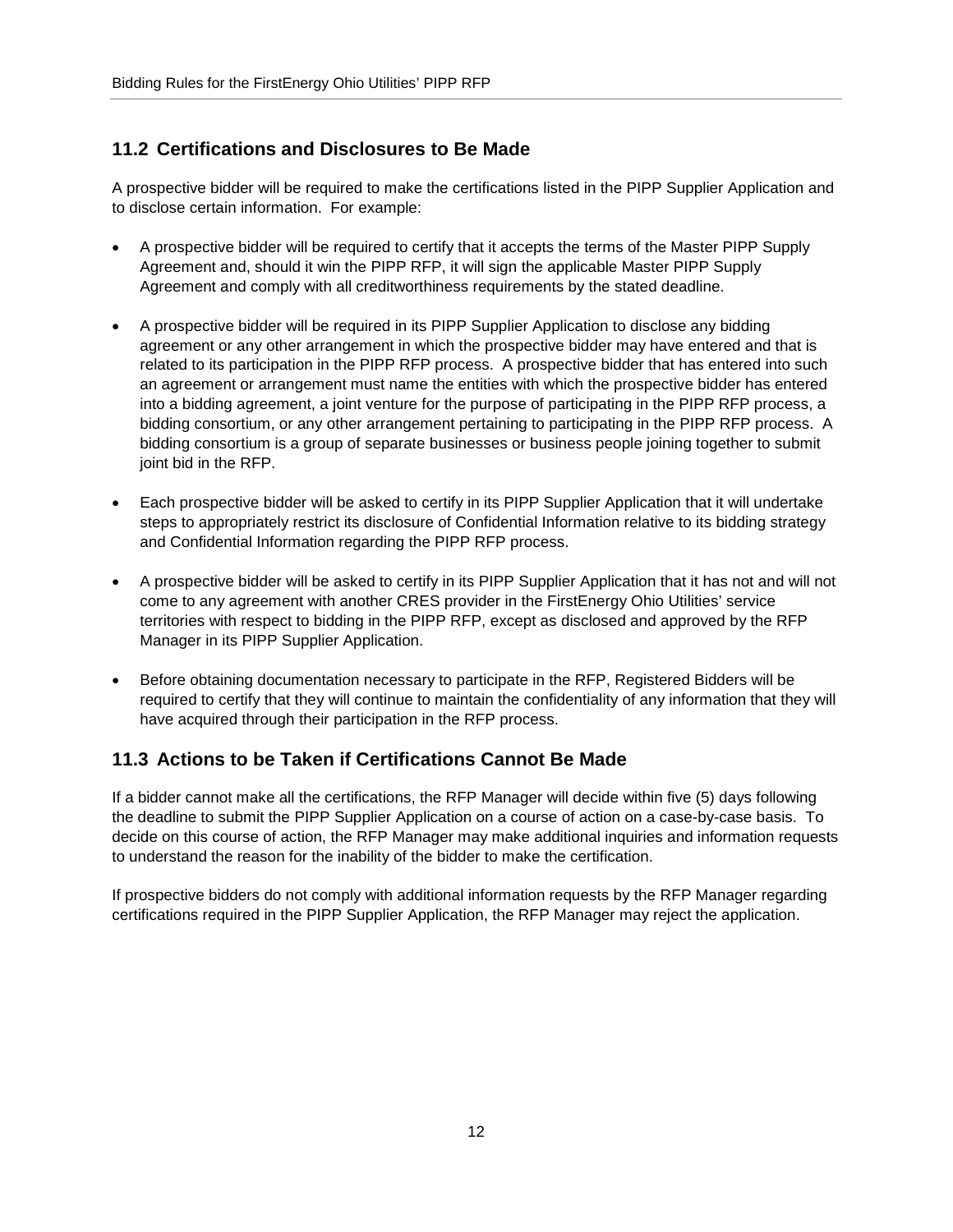## 11.2 Certifications and Disclosures to Be Made

A prospective bidder will be required to make the certifications listed in the PIPP Supplier Application and to disclose certain information. For example:

- A prospective bidder will be required to certify that it accepts the terms of the Master PIPP Supply Agreement and, should it win the PIPP RFP, it will sign the applicable Master PIPP Supply Agreement and comply with all creditworthiness requirements by the stated deadline.
- A prospective bidder will be required in its PIPP Supplier Application to disclose any bidding agreement or any other arrangement in which the prospective bidder may have entered and that is related to its participation in the PIPP RFP process. A prospective bidder that has entered into such an agreement or arrangement must name the entities with which the prospective bidder has entered into a bidding agreement, a joint venture for the purpose of participating in the PIPP RFP process, a bidding consortium, or any other arrangement pertaining to participating in the PIPP RFP process. A bidding consortium is a group of separate businesses or business people joining together to submit joint bid in the RFP.
- Each prospective bidder will be asked to certify in its PIPP Supplier Application that it will undertake steps to appropriately restrict its disclosure of Confidential Information relative to its bidding strategy and Confidential Information regarding the PIPP RFP process.
- A prospective bidder will be asked to certify in its PIPP Supplier Application that it has not and will not come to any agreement with another CRES provider in the FirstEnergy Ohio Utilities' service territories with respect to bidding in the PIPP RFP, except as disclosed and approved by the RFP Manager in its PIPP Supplier Application.
- Before obtaining documentation necessary to participate in the RFP, Registered Bidders will be required to certify that they will continue to maintain the confidentiality of any information that they will have acquired through their participation in the RFP process.

## 11.3 Actions to be Taken if Certifications Cannot Be Made

If a bidder cannot make all the certifications, the RFP Manager will decide within five (5) days following the deadline to submit the PIPP Supplier Application on a course of action on a case-by-case basis. To decide on this course of action, the RFP Manager may make additional inquiries and information requests to understand the reason for the inability of the bidder to make the certification.

If prospective bidders do not comply with additional information requests by the RFP Manager regarding certifications required in the PIPP Supplier Application, the RFP Manager may reject the application.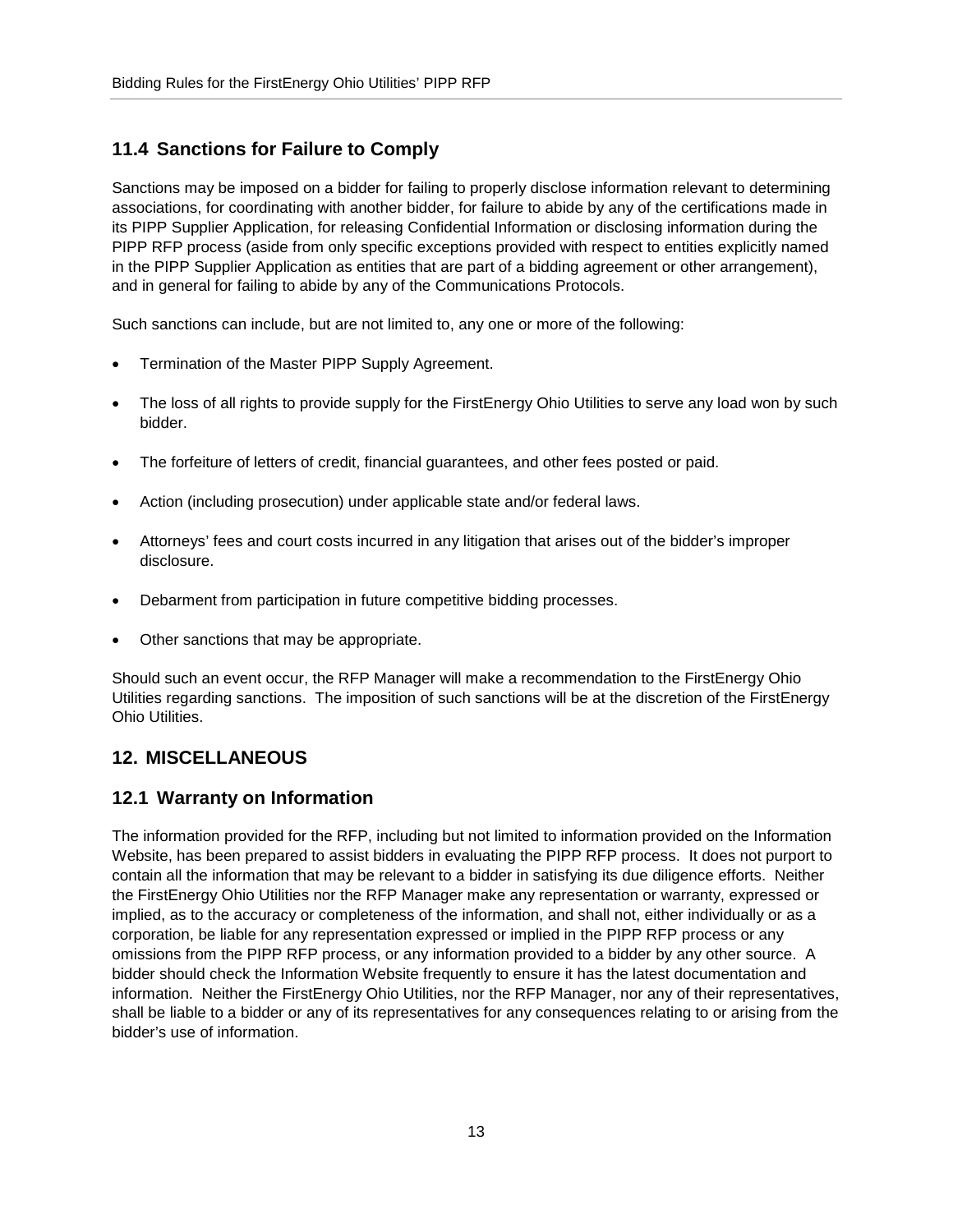## 11.4 Sanctions for Failure to Comply

Sanctions may be imposed on a bidder for failing to properly disclose information relevant to determining associations, for coordinating with another bidder, for failure to abide by any of the certifications made in its PIPP Supplier Application, for releasing Confidential Information or disclosing information during the PIPP RFP process (aside from only specific exceptions provided with respect to entities explicitly named in the PIPP Supplier Application as entities that are part of a bidding agreement or other arrangement), and in general for failing to abide by any of the Communications Protocols.

Such sanctions can include, but are not limited to, any one or more of the following:

- Termination of the Master PIPP Supply Agreement.
- The loss of all rights to provide supply for the FirstEnergy Ohio Utilities to serve any load won by such bidder.
- The forfeiture of letters of credit, financial guarantees, and other fees posted or paid.
- Action (including prosecution) under applicable state and/or federal laws.
- Attorneys' fees and court costs incurred in any litigation that arises out of the bidder's improper disclosure.
- Debarment from participation in future competitive bidding processes.
- Other sanctions that may be appropriate.

Should such an event occur, the RFP Manager will make a recommendation to the FirstEnergy Ohio Utilities regarding sanctions. The imposition of such sanctions will be at the discretion of the FirstEnergy Ohio Utilities.

# 12. MISCELLANEOUS

## 12.1 Warranty on Information

The information provided for the RFP, including but not limited to information provided on the Information Website, has been prepared to assist bidders in evaluating the PIPP RFP process. It does not purport to contain all the information that may be relevant to a bidder in satisfying its due diligence efforts. Neither the FirstEnergy Ohio Utilities nor the RFP Manager make any representation or warranty, expressed or implied, as to the accuracy or completeness of the information, and shall not, either individually or as a corporation, be liable for any representation expressed or implied in the PIPP RFP process or any omissions from the PIPP RFP process, or any information provided to a bidder by any other source. A bidder should check the Information Website frequently to ensure it has the latest documentation and information. Neither the FirstEnergy Ohio Utilities, nor the RFP Manager, nor any of their representatives, shall be liable to a bidder or any of its representatives for any consequences relating to or arising from the bidder's use of information.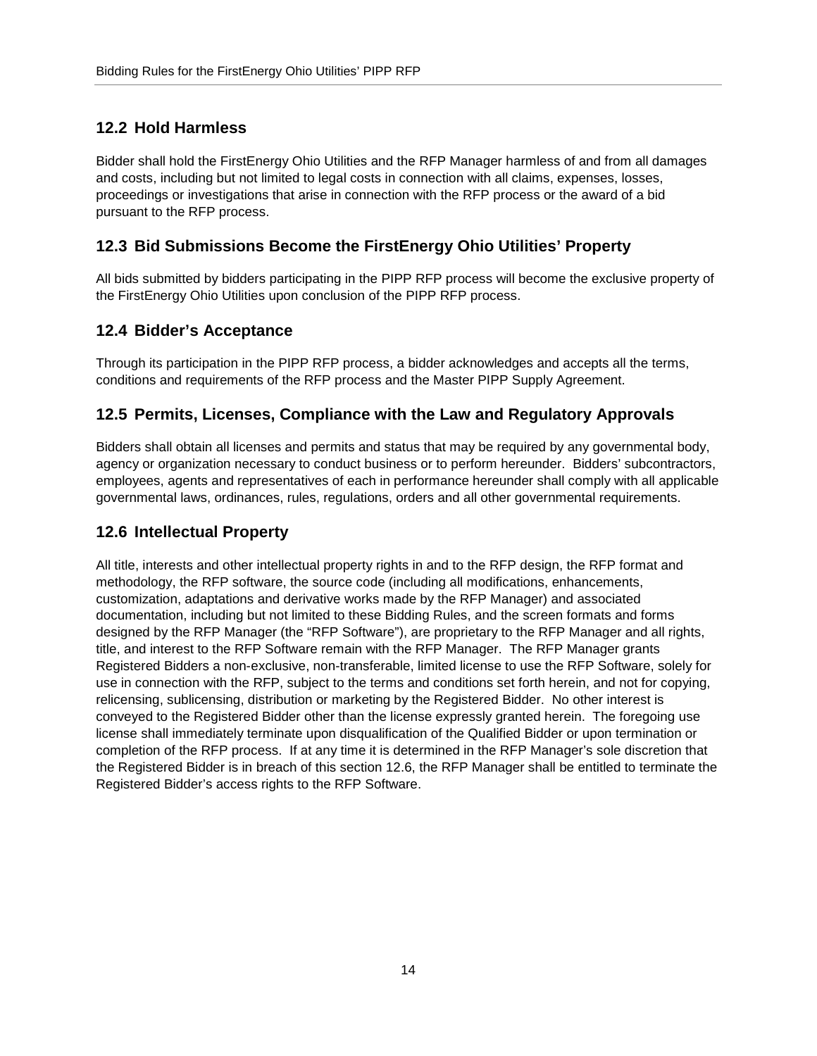## 12.2 Hold Harmless

Bidder shall hold the FirstEnergy Ohio Utilities and the RFP Manager harmless of and from all damages and costs, including but not limited to legal costs in connection with all claims, expenses, losses, proceedings or investigations that arise in connection with the RFP process or the award of a bid pursuant to the RFP process.

## 12.3 Bid Submissions Become the FirstEnergy Ohio Utilities' Property

All bids submitted by bidders participating in the PIPP RFP process will become the exclusive property of the FirstEnergy Ohio Utilities upon conclusion of the PIPP RFP process.

## 12.4 Bidder's Acceptance

Through its participation in the PIPP RFP process, a bidder acknowledges and accepts all the terms, conditions and requirements of the RFP process and the Master PIPP Supply Agreement.

## 12.5 Permits, Licenses, Compliance with the Law and Regulatory Approvals

Bidders shall obtain all licenses and permits and status that may be required by any governmental body, agency or organization necessary to conduct business or to perform hereunder. Bidders' subcontractors, employees, agents and representatives of each in performance hereunder shall comply with all applicable governmental laws, ordinances, rules, regulations, orders and all other governmental requirements.

## 12.6 Intellectual Property

All title, interests and other intellectual property rights in and to the RFP design, the RFP format and methodology, the RFP software, the source code (including all modifications, enhancements, customization, adaptations and derivative works made by the RFP Manager) and associated documentation, including but not limited to these Bidding Rules, and the screen formats and forms designed by the RFP Manager (the "RFP Software"), are proprietary to the RFP Manager and all rights, title, and interest to the RFP Software remain with the RFP Manager. The RFP Manager grants Registered Bidders a non-exclusive, non-transferable, limited license to use the RFP Software, solely for use in connection with the RFP, subject to the terms and conditions set forth herein, and not for copying, relicensing, sublicensing, distribution or marketing by the Registered Bidder. No other interest is conveyed to the Registered Bidder other than the license expressly granted herein. The foregoing use license shall immediately terminate upon disqualification of the Qualified Bidder or upon termination or completion of the RFP process. If at any time it is determined in the RFP Manager's sole discretion that the Registered Bidder is in breach of this section 12.6, the RFP Manager shall be entitled to terminate the Registered Bidder's access rights to the RFP Software.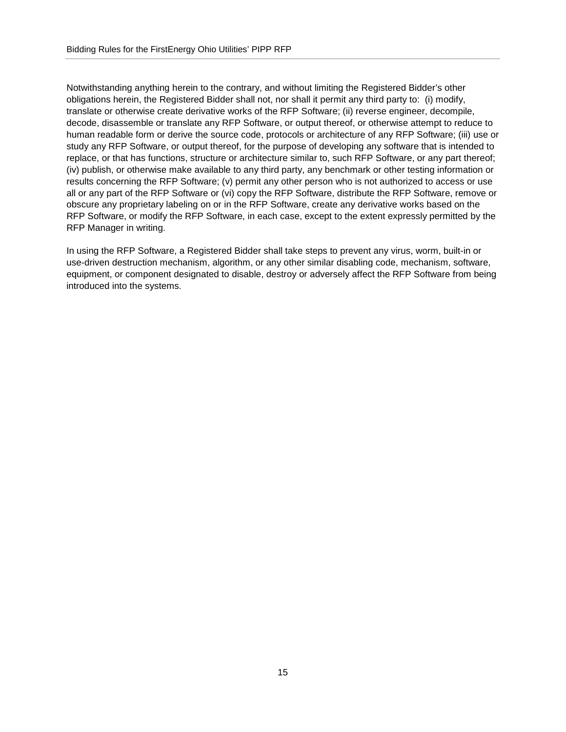Notwithstanding anything herein to the contrary, and without limiting the Registered Bidder's other obligations herein, the Registered Bidder shall not, nor shall it permit any third party to: (i) modify, translate or otherwise create derivative works of the RFP Software; (ii) reverse engineer, decompile, decode, disassemble or translate any RFP Software, or output thereof, or otherwise attempt to reduce to human readable form or derive the source code, protocols or architecture of any RFP Software; (iii) use or study any RFP Software, or output thereof, for the purpose of developing any software that is intended to replace, or that has functions, structure or architecture similar to, such RFP Software, or any part thereof; (iv) publish, or otherwise make available to any third party, any benchmark or other testing information or results concerning the RFP Software; (v) permit any other person who is not authorized to access or use all or any part of the RFP Software or (vi) copy the RFP Software, distribute the RFP Software, remove or obscure any proprietary labeling on or in the RFP Software, create any derivative works based on the RFP Software, or modify the RFP Software, in each case, except to the extent expressly permitted by the RFP Manager in writing.

In using the RFP Software, a Registered Bidder shall take steps to prevent any virus, worm, built-in or use-driven destruction mechanism, algorithm, or any other similar disabling code, mechanism, software, equipment, or component designated to disable, destroy or adversely affect the RFP Software from being introduced into the systems.